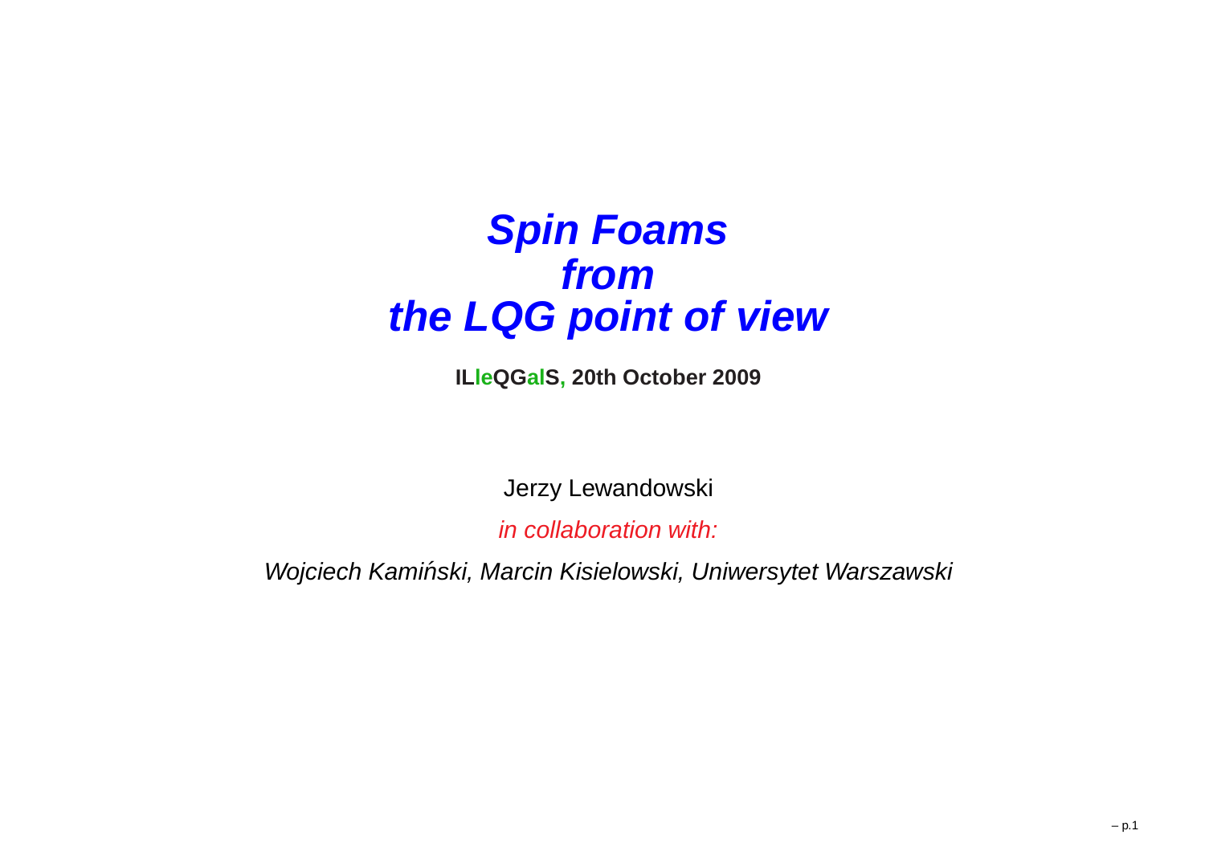# *Spin Foams from the LQG point of view*

**ILleQGalS, 20th October 2009**

Jerzy Lewandowski

*in collaboration with:*

*Wojciech Kamiński, Marcin Kisielowski, Uniwersytet Warszawski*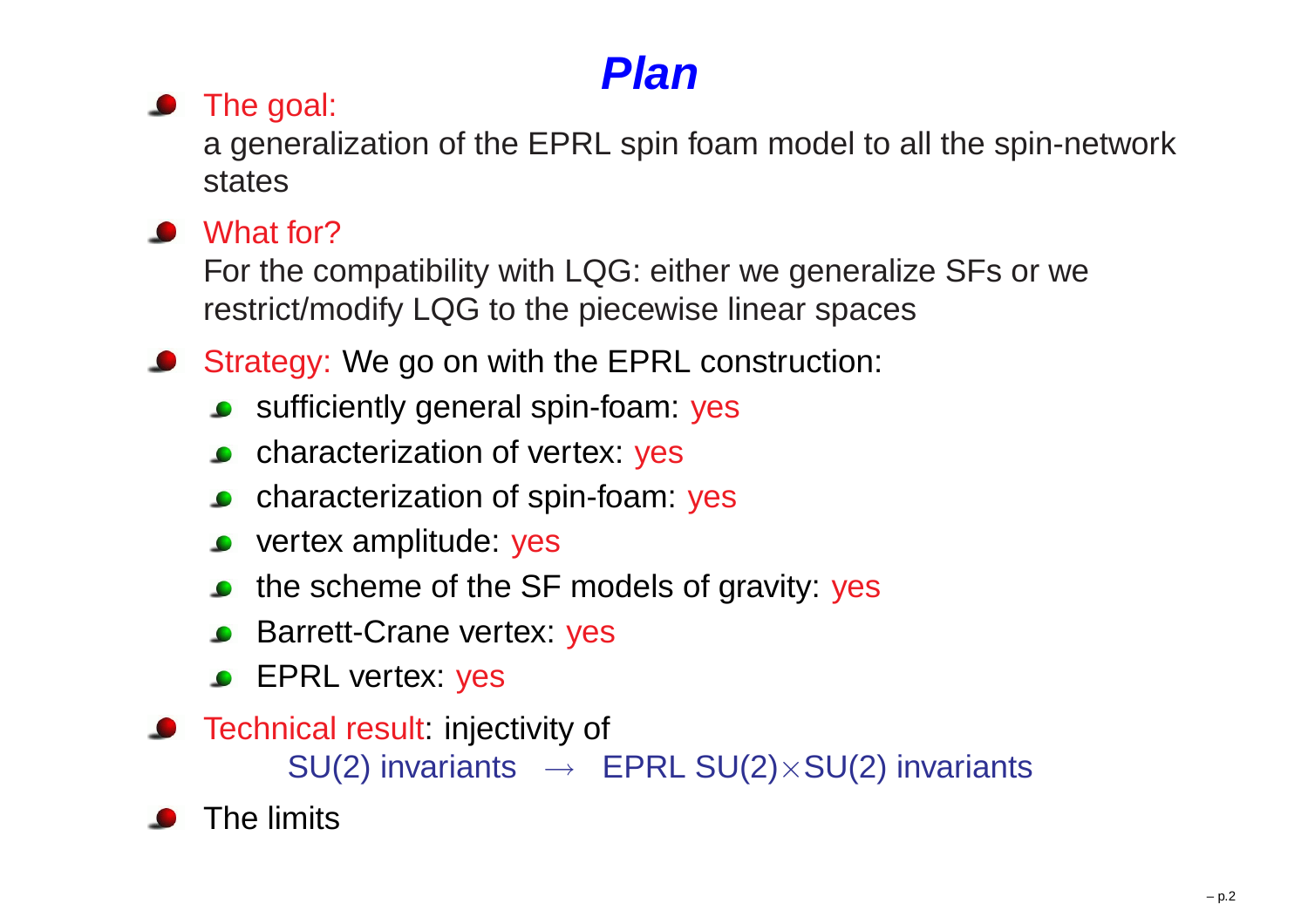# Plan

- The goal:
  a generalization of the EPRL spin foam model to all the spin-network states
- What for?
  For the compatibility with LQG: either we generalize SFs or we restrict/modify LQG to the piecewise linear spaces
- Strategy: We go on with the EPRL construction:
  - sufficiently general spin-foam: yes
  - characterization of vertex: yes
  - characterization of spin-foam: yes
  - vertex amplitude: yes
  - the scheme of the SF models of gravity: yes
  - Barrett-Crane vertex: yes
  - EPRL vertex: yes
- Technical result: injectivity of
  SU(2) invariants $\rightarrow$ EPRL SU(2)$\times$SU(2) invariants
- The limits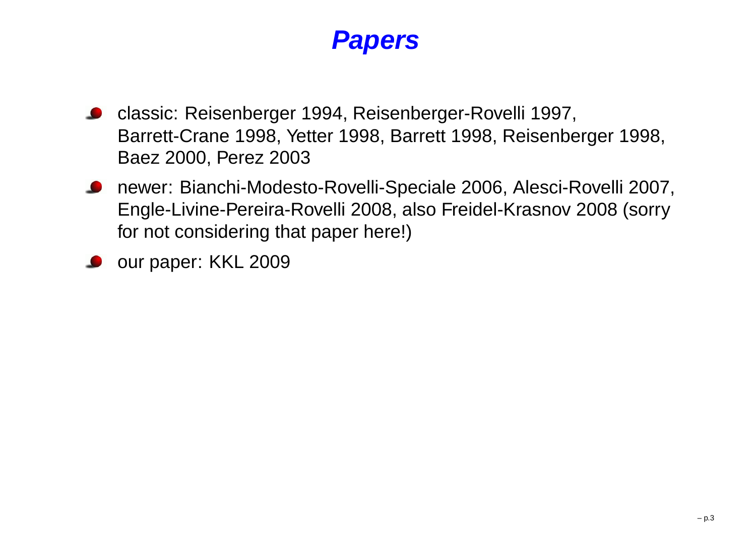# Papers

- classic: Reisenberger 1994, Reisenberger-Rovelli 1997, Barrett-Crane 1998, Yetter 1998, Barrett 1998, Reisenberger 1998, Baez 2000, Perez 2003
- newer: Bianchi-Modesto-Rovelli-Speciale 2006, Alesci-Rovelli 2007, Engle-Livine-Pereira-Rovelli 2008, also Freidel-Krasnov 2008 (sorry for not considering that paper here!)
- our paper: KKL 2009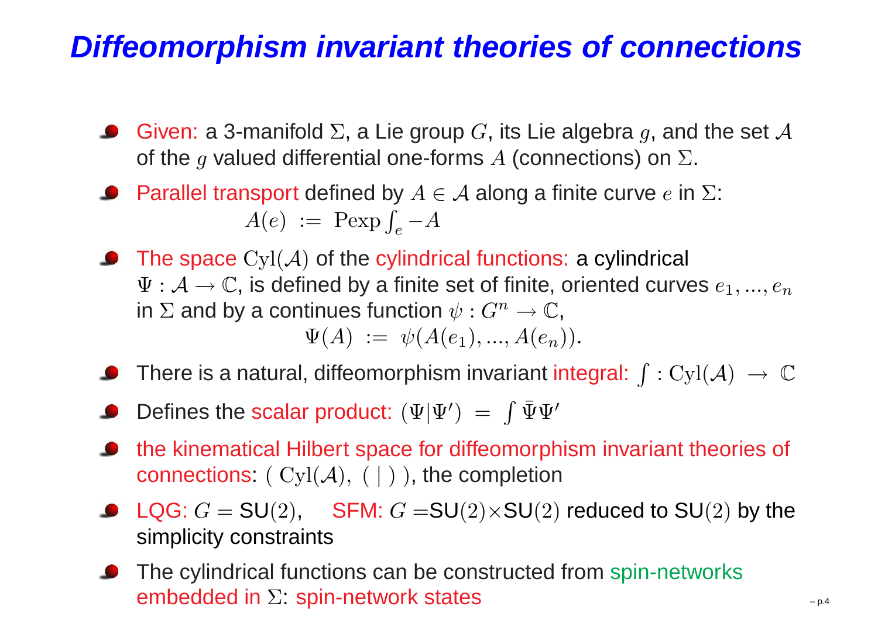# Diffeomorphism invariant theories of connections

- Given: a 3-manifold $\Sigma$, a Lie group $G$, its Lie algebra $g$, and the set $\mathcal{A}$ of the $g$ valued differential one-forms $A$ (connections) on $\Sigma$.
- Parallel transport defined by $A \in \mathcal{A}$ along a finite curve $e$ in $\Sigma$:
  $$A(e) \;:=\; \mathrm{Pexp} \int_e -A$$
- The space $\mathrm{Cyl}(\mathcal{A})$ of the cylindrical functions: a cylindrical $\Psi : \mathcal{A} \rightarrow \mathbb{C}$, is defined by a finite set of finite, oriented curves $e_1, ..., e_n$ in $\Sigma$ and by a continues function $\psi : G^n \rightarrow \mathbb{C}$,
  $$\Psi(A) \;:=\; \psi(A(e_1), ..., A(e_n)).$$
- There is a natural, diffeomorphism invariant integral: $\int : \mathrm{Cyl}(\mathcal{A}) \;\rightarrow\; \mathbb{C}$
- Defines the scalar product: $(\Psi|\Psi') \;=\; \int \bar{\Psi}\Psi'$
- the kinematical Hilbert space for diffeomorphism invariant theories of connections: ( $\mathrm{Cyl}(\mathcal{A}),\;(\;|\;)$ ), the completion
- LQG: $G = \mathrm{SU}(2)$, SFM: $G = \mathrm{SU}(2) \times \mathrm{SU}(2)$ reduced to $\mathrm{SU}(2)$ by the simplicity constraints
- The cylindrical functions can be constructed from spin-networks embedded in $\Sigma$: spin-network states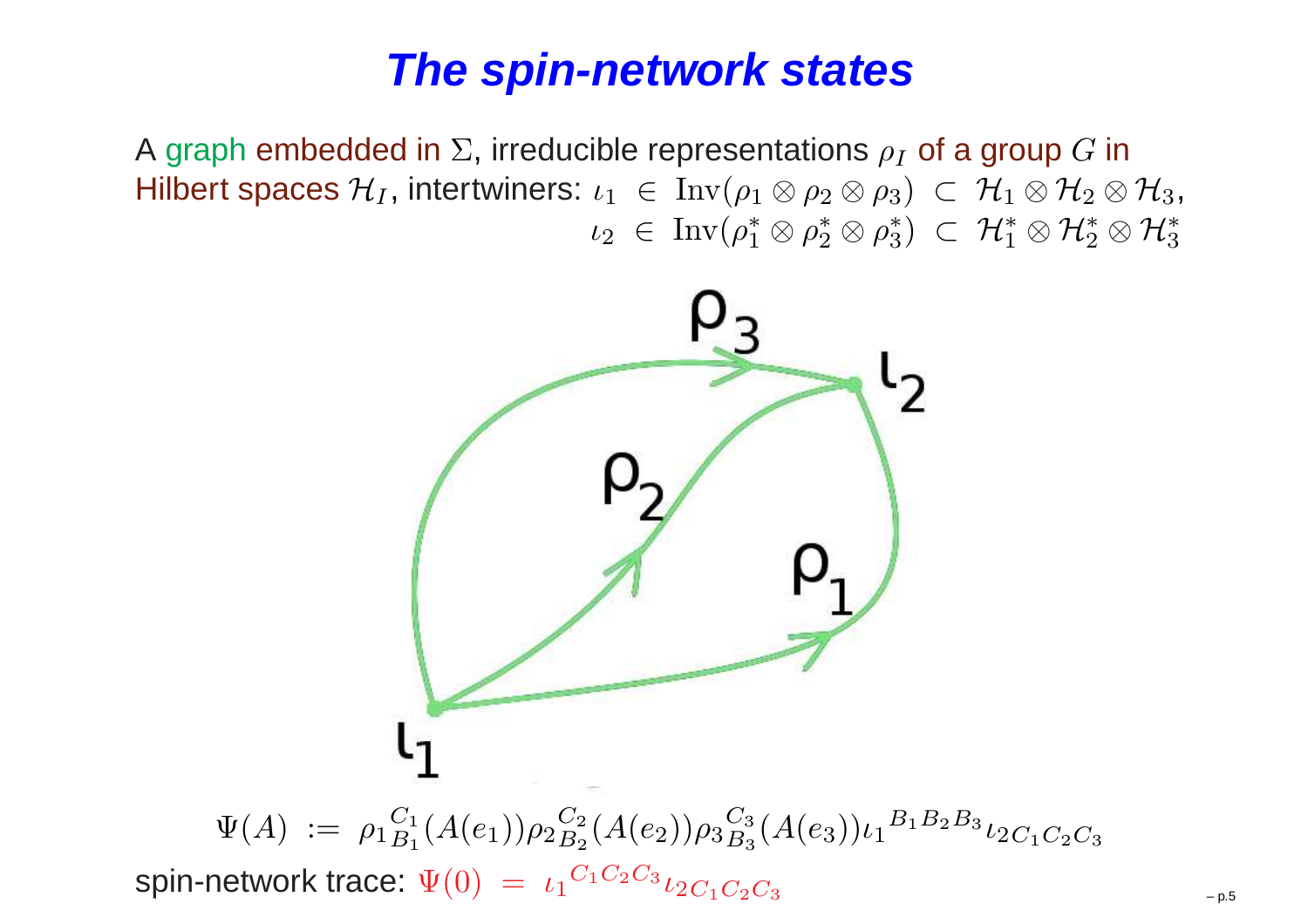# The spin-network states

A graph embedded in $\Sigma$, irreducible representations $\rho_I$ of a group $G$ in Hilbert spaces $\mathcal{H}_I$, intertwiners: $\iota_1 \in \mathrm{Inv}(\rho_1 \otimes \rho_2 \otimes \rho_3) \subset \mathcal{H}_1 \otimes \mathcal{H}_2 \otimes \mathcal{H}_3$,

$$\iota_2 \in \mathrm{Inv}(\rho_1^* \otimes \rho_2^* \otimes \rho_3^*) \subset \mathcal{H}_1^* \otimes \mathcal{H}_2^* \otimes \mathcal{H}_3^*$$

$\rho_3$

$\iota_2$

$\rho_2$

$\rho_1$

$\iota_1$

$$\Psi(A) := {\rho_1}^{C_1}_{B_1}(A(e_1)){\rho_2}^{C_2}_{B_2}(A(e_2)){\rho_3}^{C_3}_{B_3}(A(e_3)){\iota_1}^{B_1B_2B_3}\iota_{2C_1C_2C_3}$$

spin-network trace: $\Psi(0) = {\iota_1}^{C_1C_2C_3}\iota_{2C_1C_2C_3}$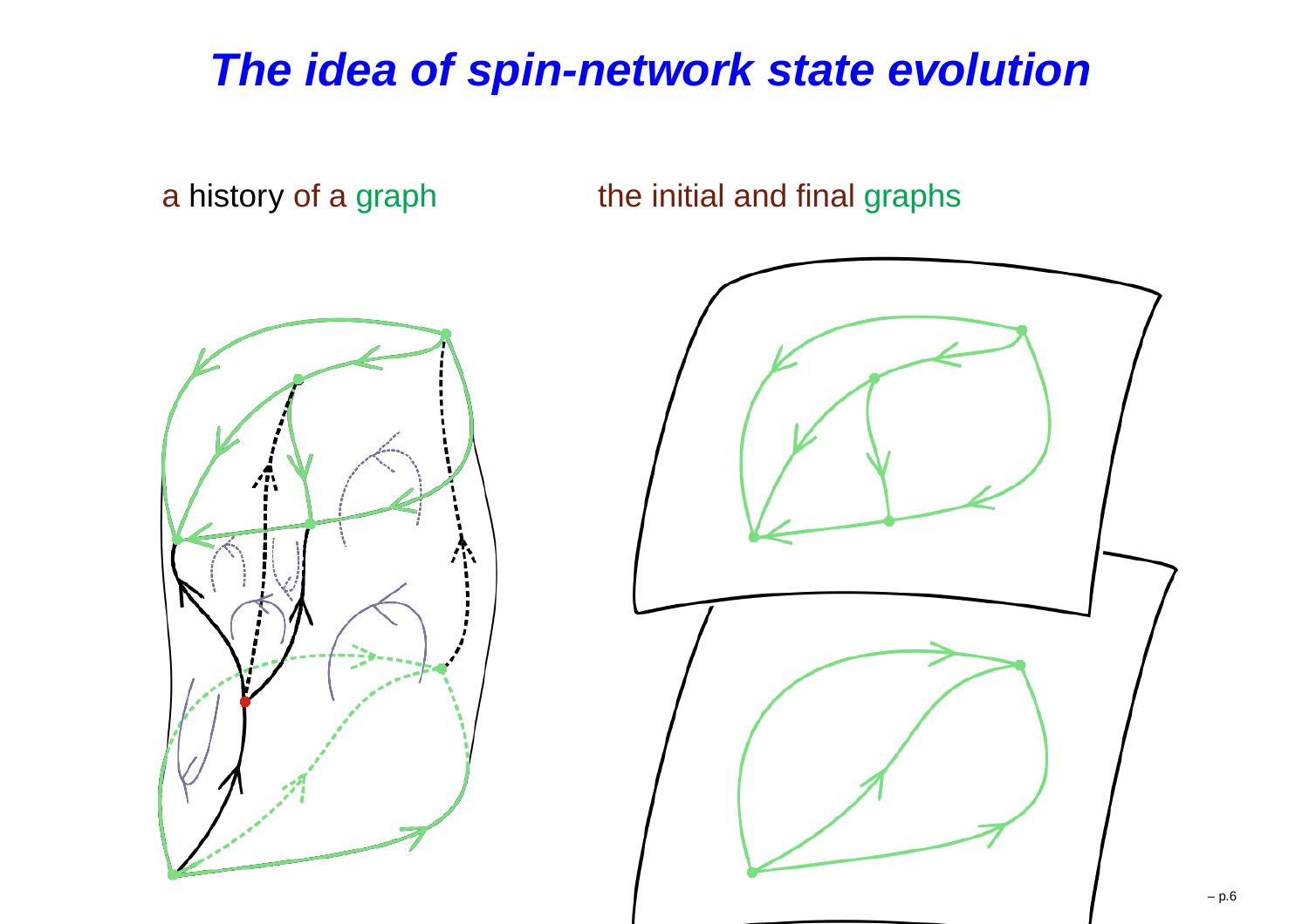# The idea of spin-network state evolution

a history of a graph

the initial and final graphs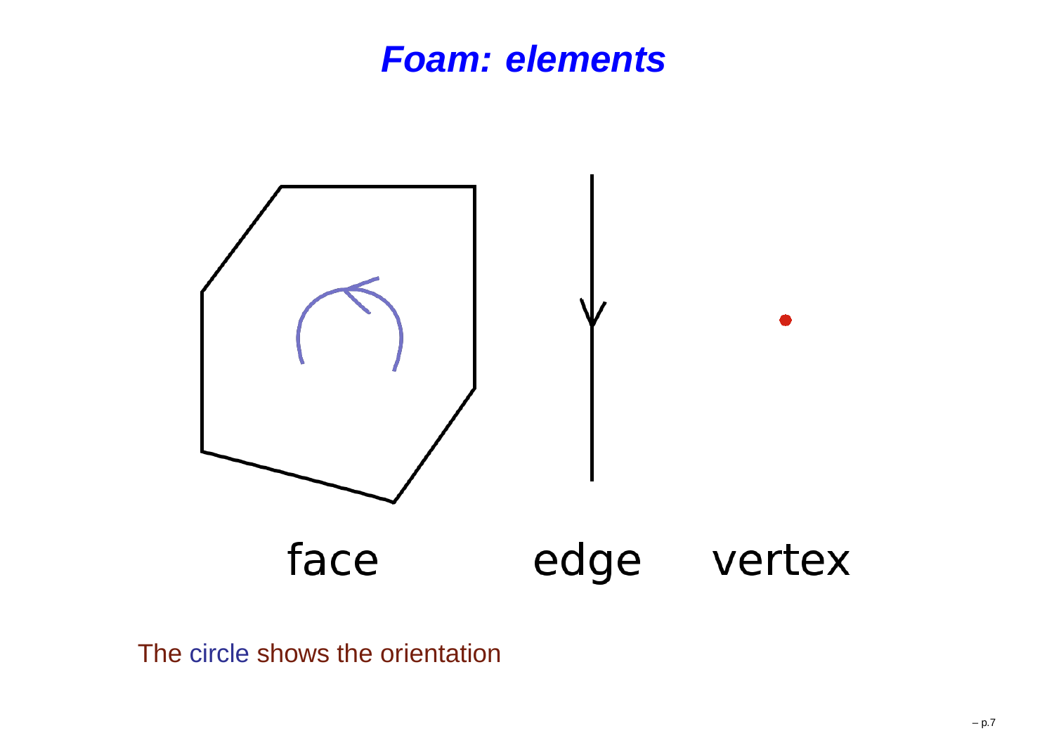# *Foam: elements*

face

edge

vertex

The circle shows the orientation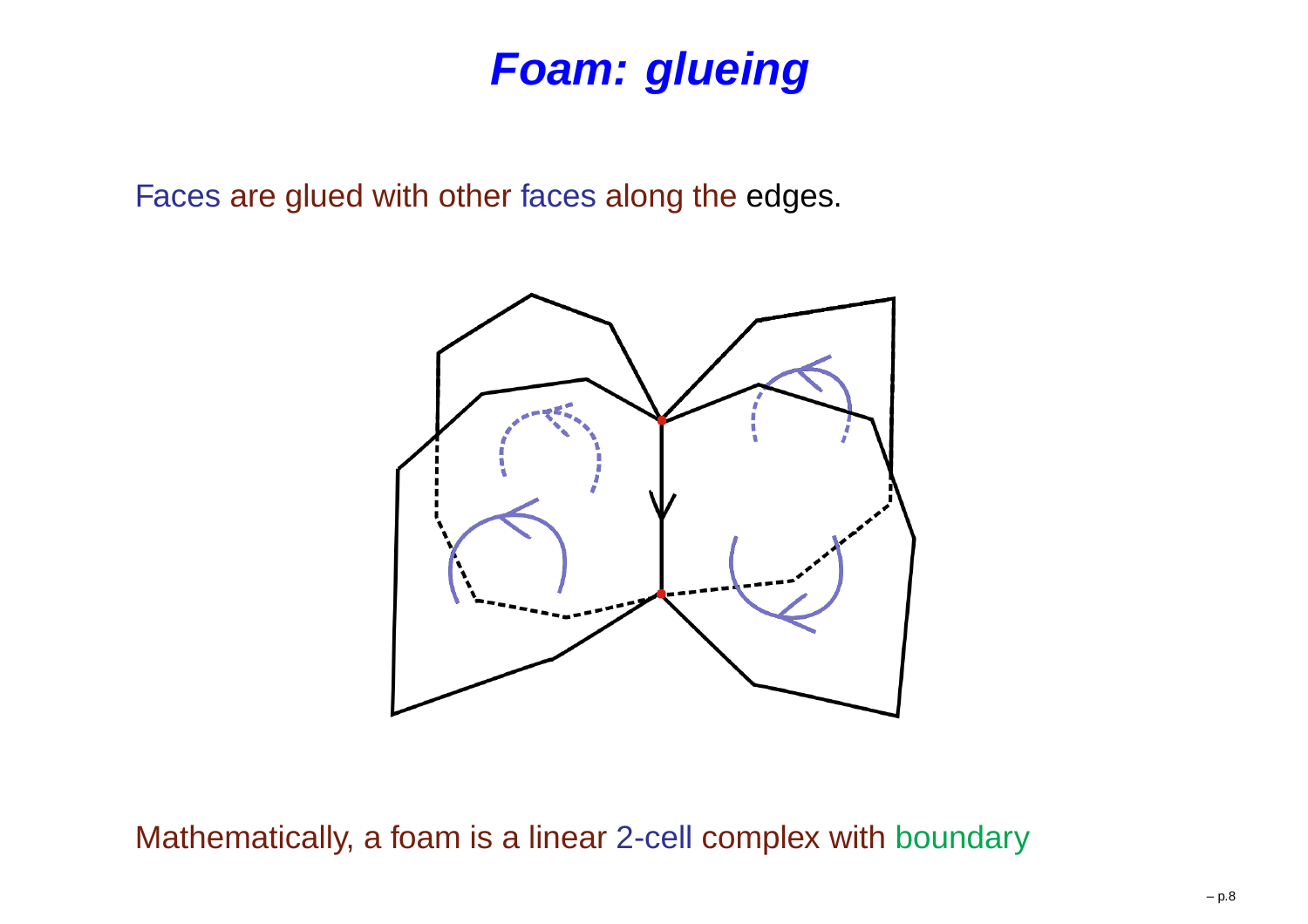# Foam: glueing

Faces are glued with other faces along the edges.

Mathematically, a foam is a linear 2-cell complex with boundary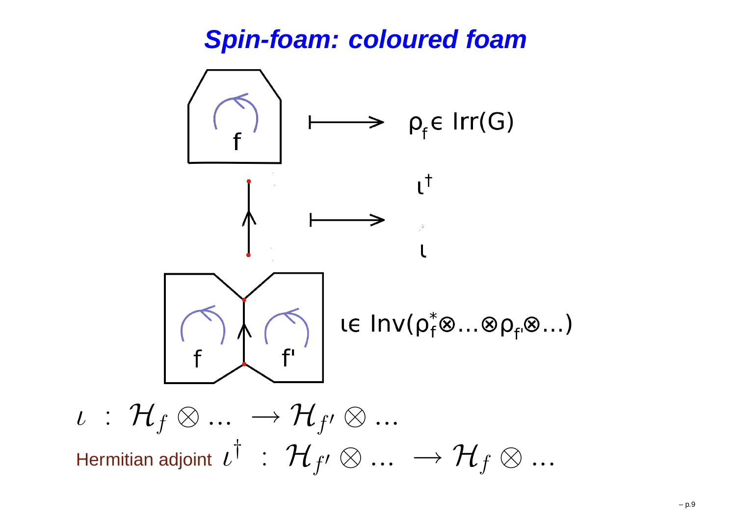# Spin-foam: coloured foam

f ⟼ $\rho_f \in \mathrm{Irr}(G)$

⟼ $\iota^\dagger$ / $\iota$

f f' $\iota \in \mathrm{Inv}(\rho_f^* \otimes \ldots \otimes \rho_{f'} \otimes \ldots)$

$$\iota \ : \ \mathcal{H}_f \otimes \ldots \ \longrightarrow \mathcal{H}_{f'} \otimes \ldots$$

Hermitian adjoint $\iota^\dagger \ : \ \mathcal{H}_{f'} \otimes \ldots \ \longrightarrow \mathcal{H}_f \otimes \ldots$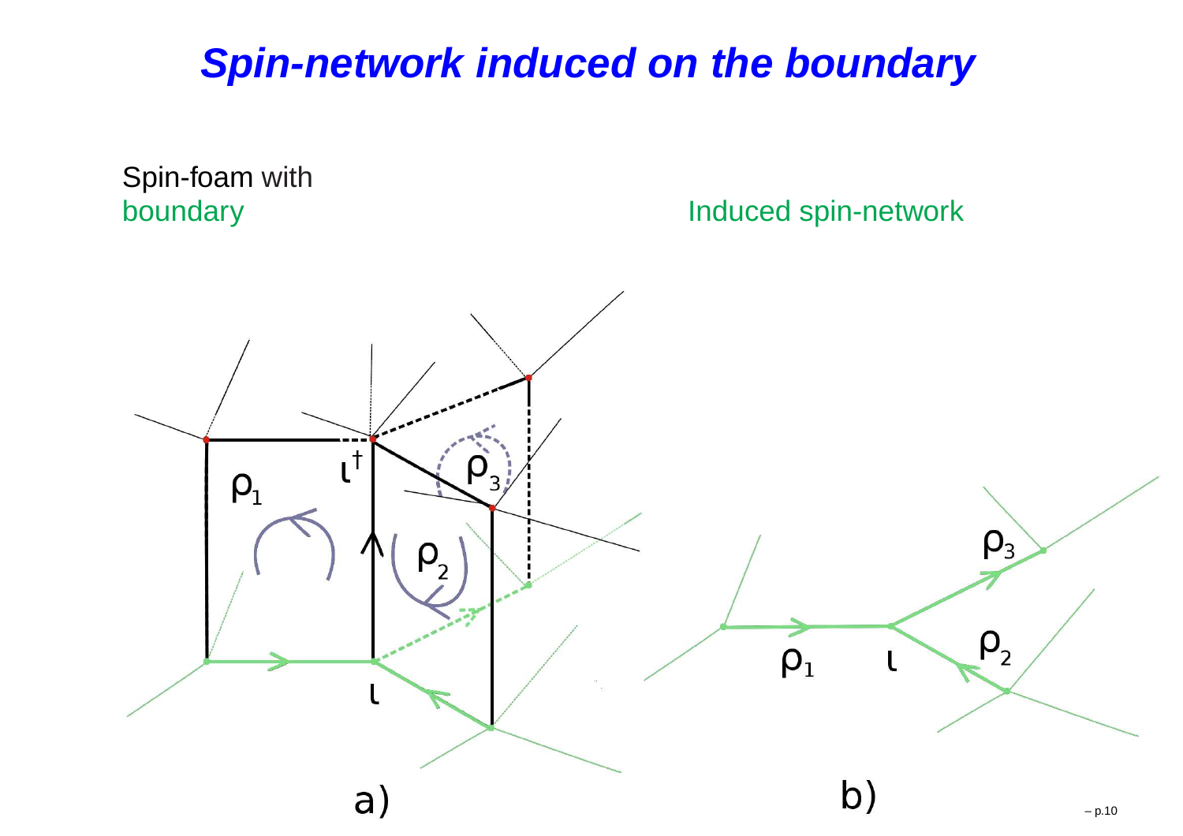# Spin-network induced on the boundary

Spin-foam with boundary

Induced spin-network

$\rho_1$ $\iota^\dagger$ $\rho_3$ $\rho_2$ $\iota$

a)

$\rho_3$ $\rho_1$ $\iota$ $\rho_2$

b)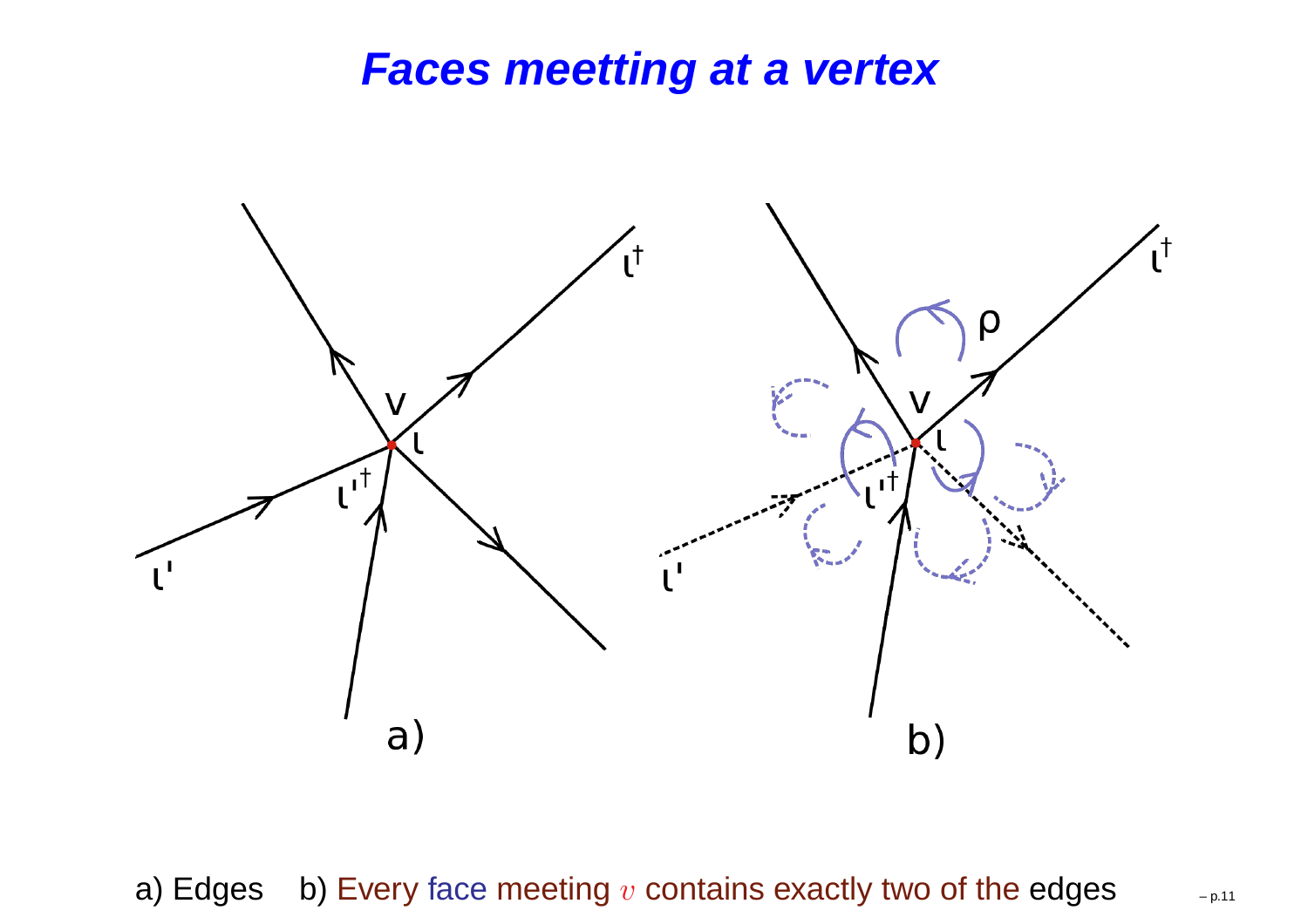# *Faces meetting at a vertex*

$\iota^\dagger$

$v$

$\iota$

$\iota'^\dagger$

$\iota'$

a)

$\iota^\dagger$

$\rho$

$v$

$\iota$

$\iota'^\dagger$

$\iota'$

b)

a) Edges    b) Every face meeting $v$ contains exactly two of the edges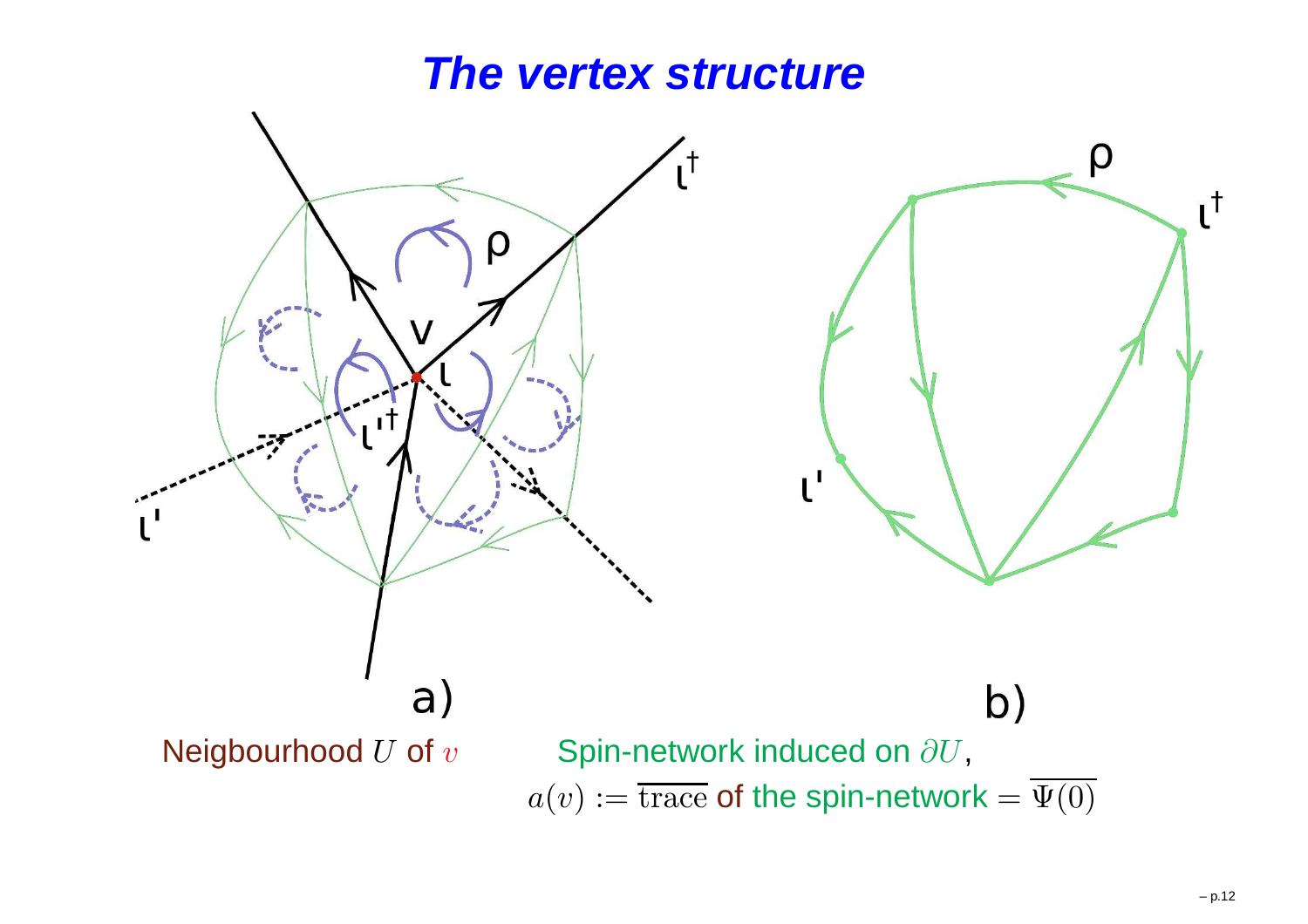# The vertex structure

ρ

ι†

v

ι

ι'†

ι'

a)

ρ

ι†

ι'

b)

Neigbourhood $U$ of $v$

Spin-network induced on $\partial U$,

$a(v) := \overline{\text{trace}}$ of the spin-network $= \overline{\Psi(0)}$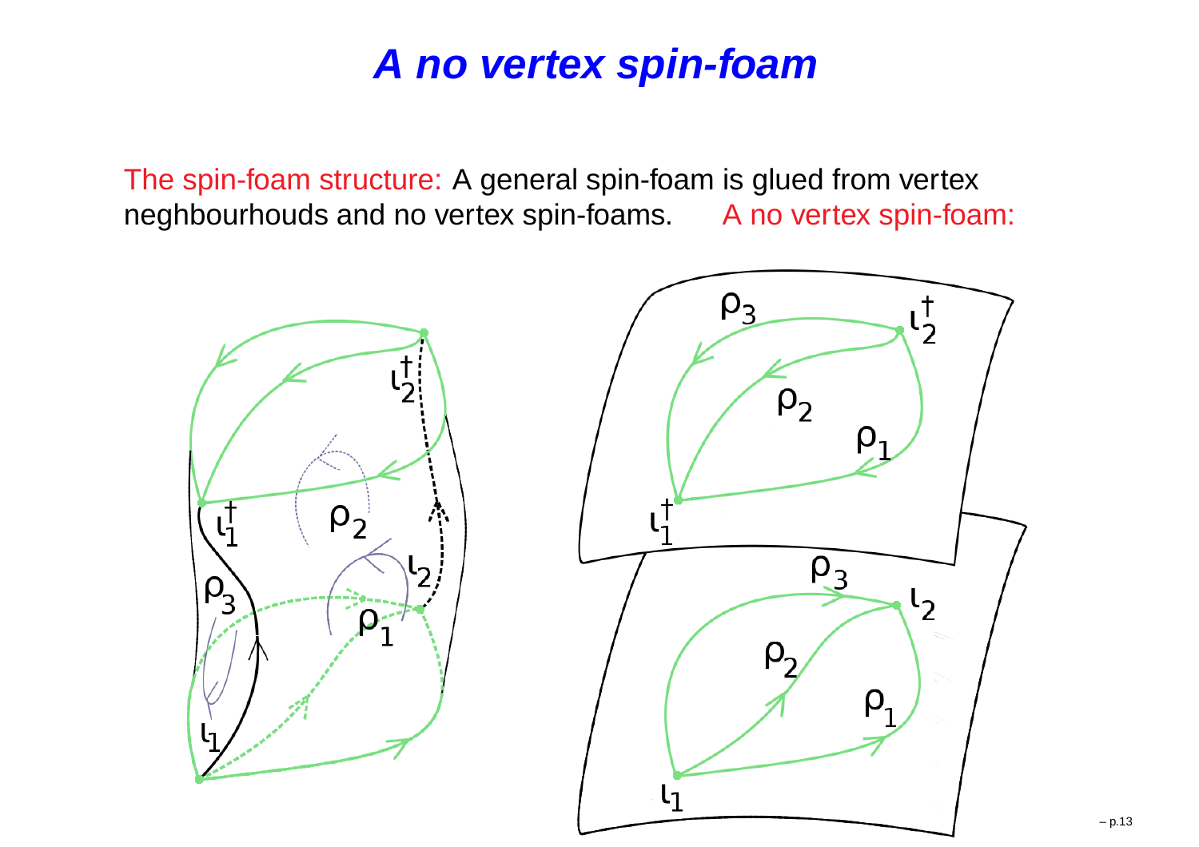# *A no vertex spin-foam*

The spin-foam structure: A general spin-foam is glued from vertex neghbourhouds and no vertex spin-foams. A no vertex spin-foam:

$\rho_3$ $\iota_2^\dagger$ $\rho_2$ $\rho_1$ $\iota_1^\dagger$

$\rho_3$ $\iota_2$ $\rho_2$ $\rho_1$ $\iota_1$

$\iota_2^\dagger$ $\iota_1^\dagger$ $\rho_2$ $\iota_2$ $\rho_3$ $\rho_1$ $\iota_1$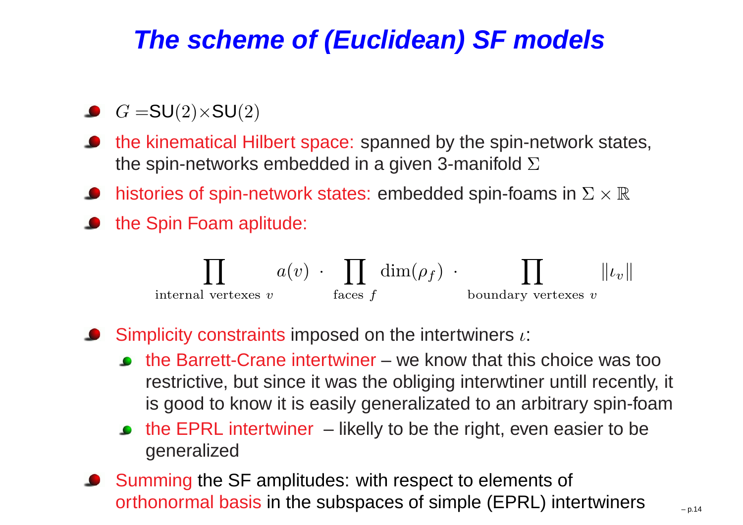# The scheme of (Euclidean) SF models

- $G =$SU$(2)\times$SU$(2)$
- the kinematical Hilbert space: spanned by the spin-network states, the spin-networks embedded in a given 3-manifold $\Sigma$
- histories of spin-network states: embedded spin-foams in $\Sigma \times \mathbb{R}$
- the Spin Foam aplitude:

$$\prod_{\text{internal vertexes } v} a(v) \ \cdot \ \prod_{\text{faces } f} \dim(\rho_f) \ \cdot \ \prod_{\text{boundary vertexes } v} \|\iota_v\|$$

- Simplicity constraints imposed on the intertwiners $\iota$:
  - the Barrett-Crane intertwiner – we know that this choice was too restrictive, but since it was the obliging interwtiner untill recently, it is good to know it is easily generalizated to an arbitrary spin-foam
  - the EPRL intertwiner – likelly to be the right, even easier to be generalized
- Summing the SF amplitudes: with respect to elements of orthonormal basis in the subspaces of simple (EPRL) intertwiners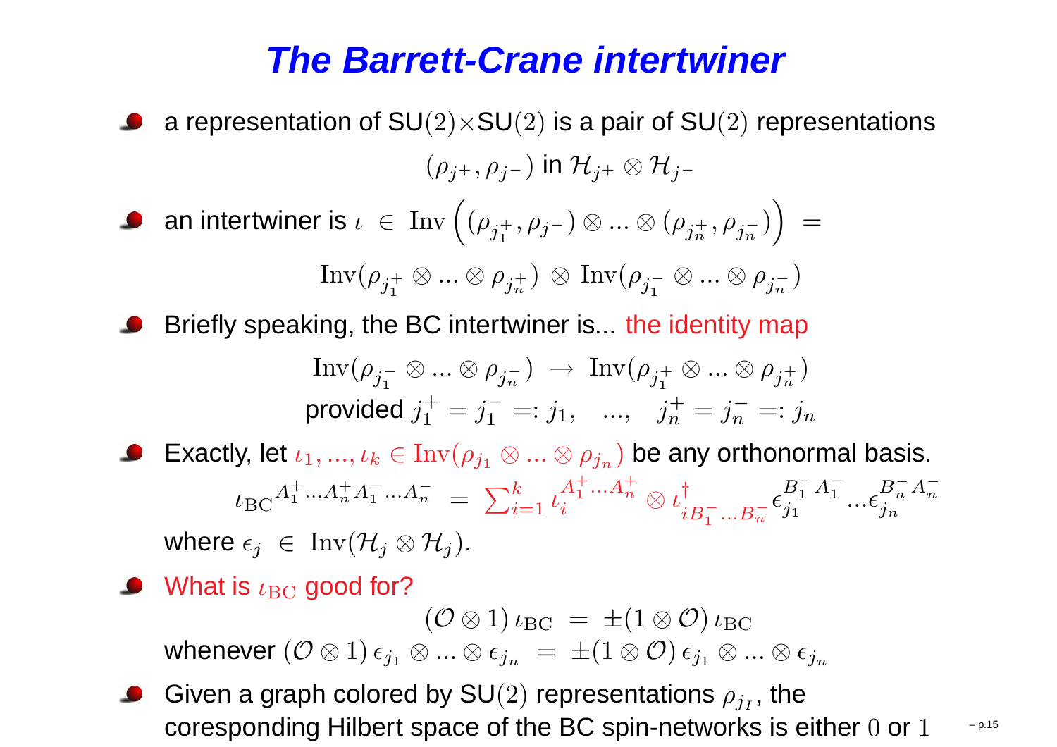# The Barrett-Crane intertwiner

- a representation of SU$(2)\times$SU$(2)$ is a pair of SU$(2)$ representations

$$(\rho_{j^+}, \rho_{j^-}) \text{ in } \mathcal{H}_{j^+} \otimes \mathcal{H}_{j^-}$$

- an intertwiner is $\iota \;\in\; \mathrm{Inv}\Big((\rho_{j_1^+}, \rho_{j^-}) \otimes ... \otimes (\rho_{j_n^+}, \rho_{j_n^-})\Big) \;=$

$$\mathrm{Inv}(\rho_{j_1^+} \otimes ... \otimes \rho_{j_n^+}) \;\otimes\; \mathrm{Inv}(\rho_{j_1^-} \otimes ... \otimes \rho_{j_n^-})$$

- Briefly speaking, the BC intertwiner is... the identity map

$$\mathrm{Inv}(\rho_{j_1^-} \otimes ... \otimes \rho_{j_n^-}) \;\rightarrow\; \mathrm{Inv}(\rho_{j_1^+} \otimes ... \otimes \rho_{j_n^+})$$

provided $j_1^+ = j_1^- =: j_1, \quad ..., \quad j_n^+ = j_n^- =: j_n$

- Exactly, let $\iota_1, ..., \iota_k \in \mathrm{Inv}(\rho_{j_1} \otimes ... \otimes \rho_{j_n})$ be any orthonormal basis.

$$\iota_{\mathrm{BC}}{}^{A_1^+ ... A_n^+ A_1^- ... A_n^-} \;=\; \sum_{i=1}^{k} \iota_i^{A_1^+ ... A_n^+} \otimes \iota^{\dagger}_{iB_1^- ... B_n^-} \epsilon_{j_1}^{B_1^- A_1^-} ... \epsilon_{j_n}^{B_n^- A_n^-}$$

where $\epsilon_j \;\in\; \mathrm{Inv}(\mathcal{H}_j \otimes \mathcal{H}_j)$.

- What is $\iota_{\mathrm{BC}}$ good for?

$$(\mathcal{O} \otimes 1)\, \iota_{\mathrm{BC}} \;=\; \pm(1 \otimes \mathcal{O})\, \iota_{\mathrm{BC}}$$

whenever $(\mathcal{O} \otimes 1)\, \epsilon_{j_1} \otimes ... \otimes \epsilon_{j_n} \;=\; \pm(1 \otimes \mathcal{O})\, \epsilon_{j_1} \otimes ... \otimes \epsilon_{j_n}$

- Given a graph colored by SU$(2)$ representations $\rho_{j_I}$, the coresponding Hilbert space of the BC spin-networks is either $0$ or $1$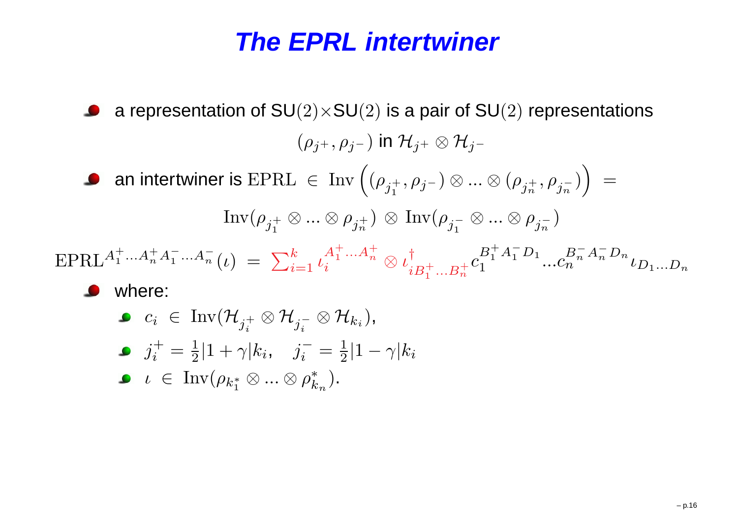# The EPRL intertwiner

- a representation of SU$(2)\times$SU$(2)$ is a pair of SU$(2)$ representations

$$(\rho_{j^+}, \rho_{j^-}) \text{ in } \mathcal{H}_{j^+} \otimes \mathcal{H}_{j^-}$$

- an intertwiner is $\mathrm{EPRL} \in \mathrm{Inv}\left((\rho_{j_1^+}, \rho_{j^-}) \otimes ... \otimes (\rho_{j_n^+}, \rho_{j_n^-})\right) =$

$$\mathrm{Inv}(\rho_{j_1^+} \otimes ... \otimes \rho_{j_n^+}) \otimes \mathrm{Inv}(\rho_{j_1^-} \otimes ... \otimes \rho_{j_n^-})$$

$$\mathrm{EPRL}^{A_1^+ ... A_n^+ A_1^- ... A_n^-}(\iota) = \sum_{i=1}^{k} \iota_i^{A_1^+ ... A_n^+} \otimes \iota^{\dagger}_{i B_1^+ ... B_n^+} c_1^{B_1^+ A_1^- D_1} ... c_n^{B_n^- A_n^- D_n} \iota_{D_1 ... D_n}$$

- where:
  - $c_i \in \mathrm{Inv}(\mathcal{H}_{j_i^+} \otimes \mathcal{H}_{j_i^-} \otimes \mathcal{H}_{k_i})$,
  - $j_i^+ = \frac{1}{2}|1+\gamma|k_i, \quad j_i^- = \frac{1}{2}|1-\gamma|k_i$
  - $\iota \in \mathrm{Inv}(\rho_{k_1^*} \otimes ... \otimes \rho^*_{k_n})$.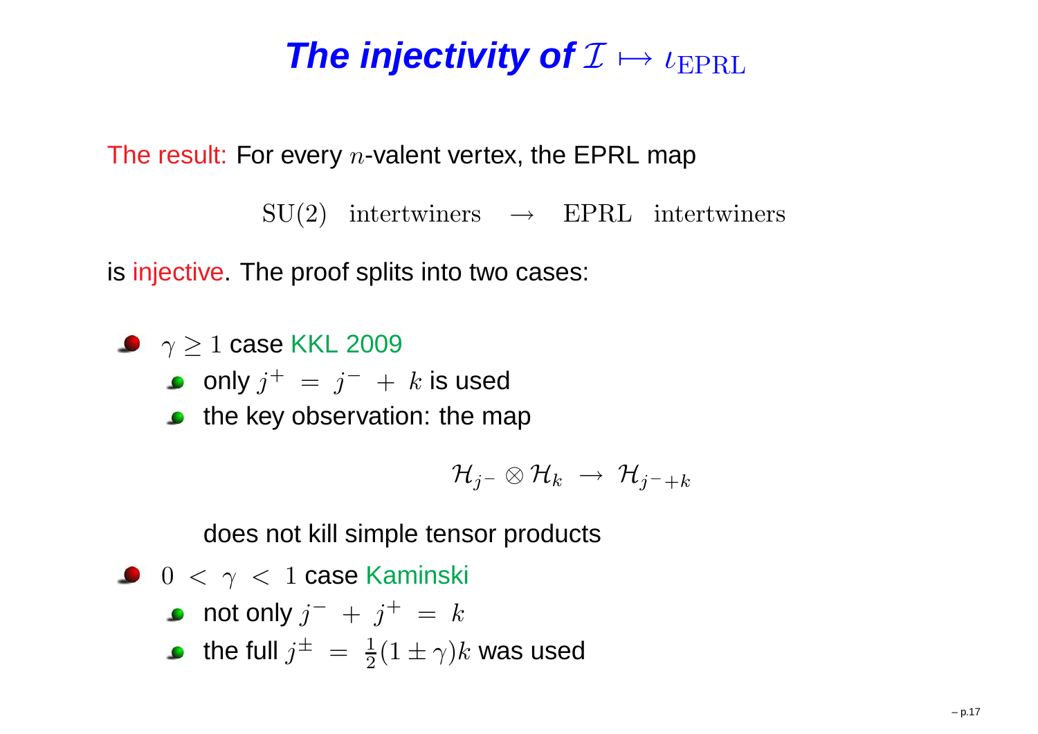# The injectivity of $\mathcal{I} \mapsto \iota_{\mathrm{EPRL}}$

The result: For every $n$-valent vertex, the EPRL map

$$\mathrm{SU}(2) \quad \text{intertwiners} \quad \rightarrow \quad \mathrm{EPRL} \quad \text{intertwiners}$$

is injective. The proof splits into two cases:

- $\gamma \geq 1$ case KKL 2009
  - only $j^+ = j^- + k$ is used
  - the key observation: the map

    $$\mathcal{H}_{j^-} \otimes \mathcal{H}_k \rightarrow \mathcal{H}_{j^- + k}$$

    does not kill simple tensor products
- $0 < \gamma < 1$ case Kaminski
  - not only $j^- + j^+ = k$
  - the full $j^\pm = \frac{1}{2}(1 \pm \gamma)k$ was used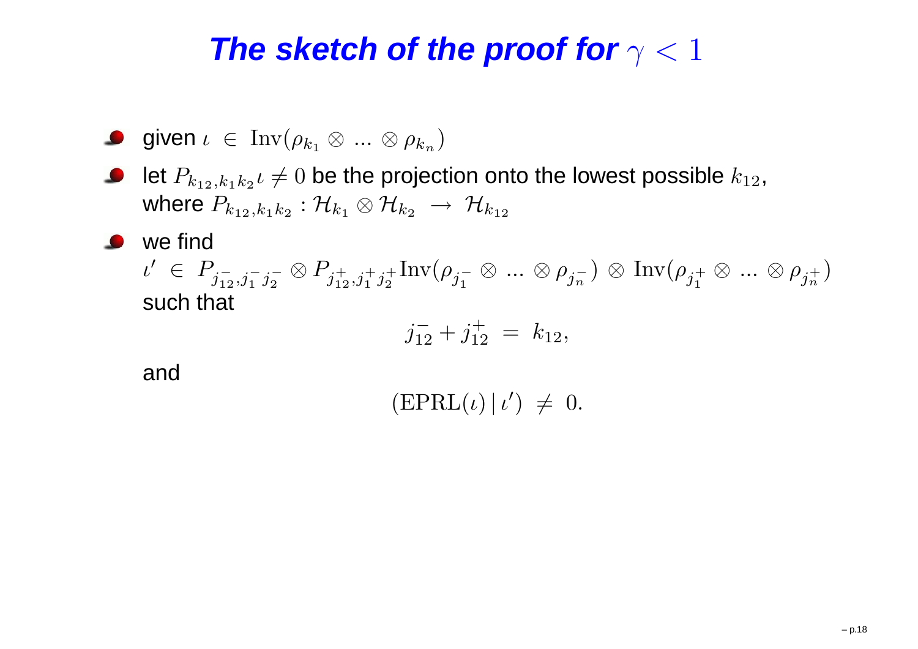# The sketch of the proof for $\gamma < 1$

- given $\iota \in \mathrm{Inv}(\rho_{k_1} \otimes \ldots \otimes \rho_{k_n})$
- let $P_{k_{12},k_1k_2}\iota \neq 0$ be the projection onto the lowest possible $k_{12}$, where $P_{k_{12},k_1k_2} : \mathcal{H}_{k_1} \otimes \mathcal{H}_{k_2} \rightarrow \mathcal{H}_{k_{12}}$
- we find
  $\iota' \in P_{j^-_{12},j^-_1 j^-_2} \otimes P_{j^+_{12},j^+_1 j^+_2}\mathrm{Inv}(\rho_{j^-_1} \otimes \ldots \otimes \rho_{j^-_n}) \otimes \mathrm{Inv}(\rho_{j^+_1} \otimes \ldots \otimes \rho_{j^+_n})$
  such that
  $$j^-_{12} + j^+_{12} = k_{12},$$
  and
  $$(\mathrm{EPRL}(\iota) \,|\, \iota') \neq 0.$$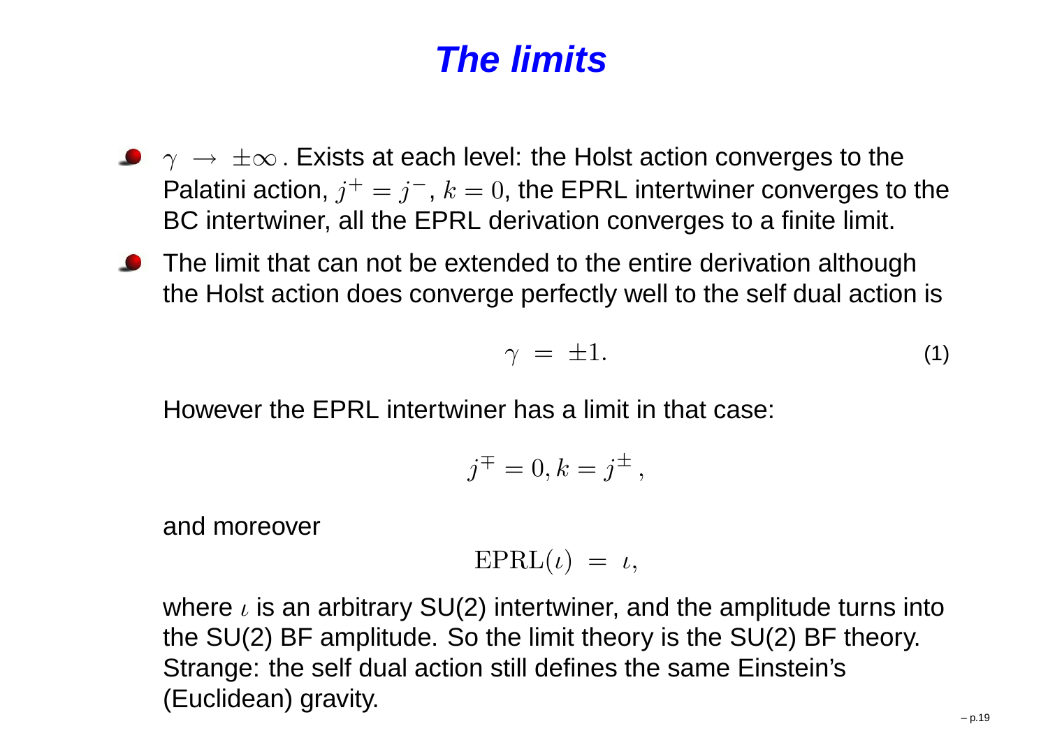# The limits

- $\gamma \rightarrow \pm\infty$ . Exists at each level: the Holst action converges to the Palatini action, $j^{+} = j^{-}$, $k = 0$, the EPRL intertwiner converges to the BC intertwiner, all the EPRL derivation converges to a finite limit.
- The limit that can not be extended to the entire derivation although the Holst action does converge perfectly well to the self dual action is

$$\gamma = \pm 1. \tag{1}$$

However the EPRL intertwiner has a limit in that case:

$$j^{\mp} = 0, k = j^{\pm},$$

and moreover

$$\mathrm{EPRL}(\iota) = \iota,$$

where $\iota$ is an arbitrary SU(2) intertwiner, and the amplitude turns into the SU(2) BF amplitude. So the limit theory is the SU(2) BF theory. Strange: the self dual action still defines the same Einstein's (Euclidean) gravity.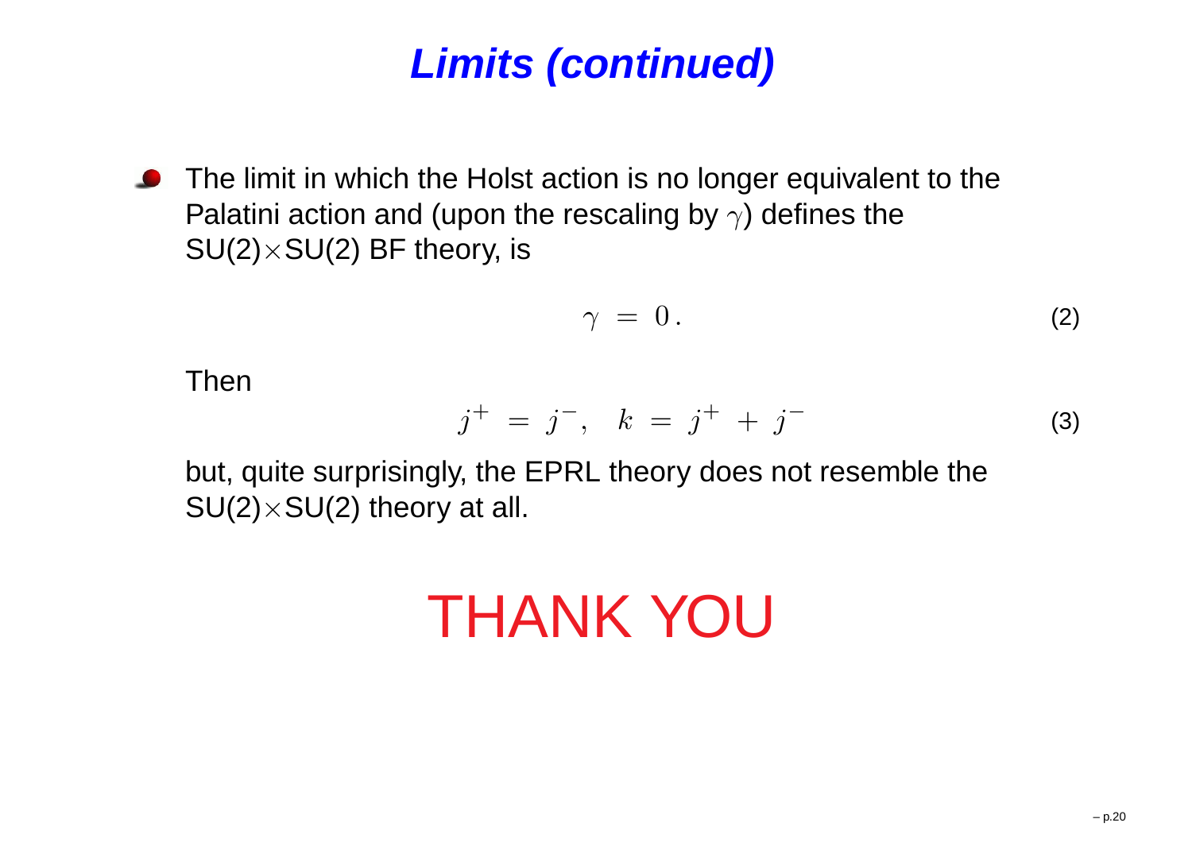# Limits (continued)

- The limit in which the Holst action is no longer equivalent to the Palatini action and (upon the rescaling by $\gamma$) defines the SU(2)$\times$SU(2) BF theory, is

$$\gamma \;=\; 0\,. \tag{2}$$

Then

$$j^{+} \;=\; j^{-}, \quad k \;=\; j^{+} \;+\; j^{-} \tag{3}$$

but, quite surprisingly, the EPRL theory does not resemble the SU(2)$\times$SU(2) theory at all.

THANK YOU